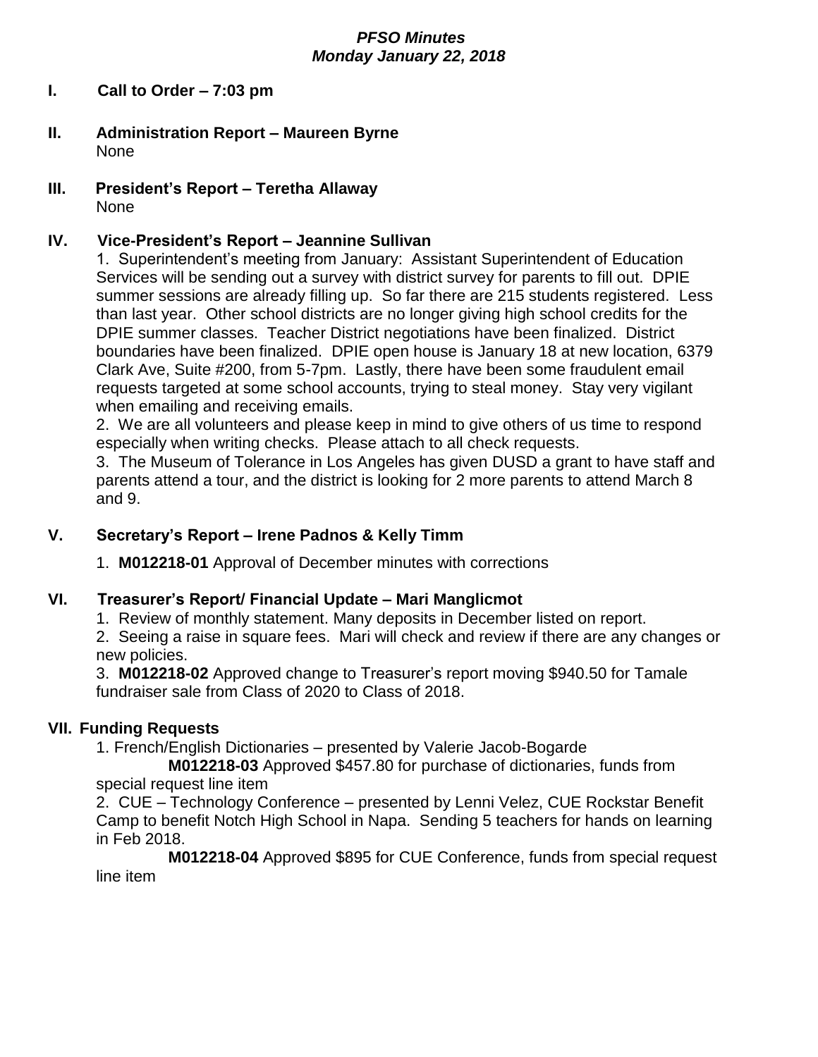*PFSO Minutes*
*Monday January 22, 2018*

## I. Call to Order – 7:03 pm

## II. Administration Report – Maureen Byrne

None

## III. President's Report – Teretha Allaway

None

## IV. Vice-President's Report – Jeannine Sullivan

1. Superintendent's meeting from January: Assistant Superintendent of Education Services will be sending out a survey with district survey for parents to fill out. DPIE summer sessions are already filling up. So far there are 215 students registered. Less than last year. Other school districts are no longer giving high school credits for the DPIE summer classes. Teacher District negotiations have been finalized. District boundaries have been finalized. DPIE open house is January 18 at new location, 6379 Clark Ave, Suite #200, from 5-7pm. Lastly, there have been some fraudulent email requests targeted at some school accounts, trying to steal money. Stay very vigilant when emailing and receiving emails.
2. We are all volunteers and please keep in mind to give others of us time to respond especially when writing checks. Please attach to all check requests.
3. The Museum of Tolerance in Los Angeles has given DUSD a grant to have staff and parents attend a tour, and the district is looking for 2 more parents to attend March 8 and 9.

## V. Secretary's Report – Irene Padnos & Kelly Timm

1. **M012218-01** Approval of December minutes with corrections

## VI. Treasurer's Report/ Financial Update – Mari Manglicmot

1. Review of monthly statement. Many deposits in December listed on report.
2. Seeing a raise in square fees. Mari will check and review if there are any changes or new policies.
3. **M012218-02** Approved change to Treasurer's report moving $940.50 for Tamale fundraiser sale from Class of 2020 to Class of 2018.

## VII. Funding Requests

1. French/English Dictionaries – presented by Valerie Jacob-Bogarde

   **M012218-03** Approved $457.80 for purchase of dictionaries, funds from special request line item

2. CUE – Technology Conference – presented by Lenni Velez, CUE Rockstar Benefit Camp to benefit Notch High School in Napa. Sending 5 teachers for hands on learning in Feb 2018.

   **M012218-04** Approved $895 for CUE Conference, funds from special request line item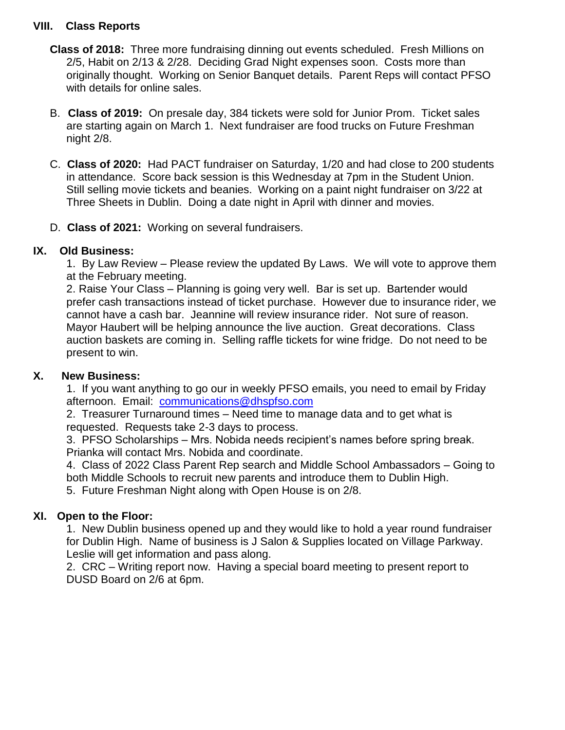## VIII. Class Reports

**Class of 2018:** Three more fundraising dinning out events scheduled. Fresh Millions on 2/5, Habit on 2/13 & 2/28. Deciding Grad Night expenses soon. Costs more than originally thought. Working on Senior Banquet details. Parent Reps will contact PFSO with details for online sales.

B. **Class of 2019:** On presale day, 384 tickets were sold for Junior Prom. Ticket sales are starting again on March 1. Next fundraiser are food trucks on Future Freshman night 2/8.

C. **Class of 2020:** Had PACT fundraiser on Saturday, 1/20 and had close to 200 students in attendance. Score back session is this Wednesday at 7pm in the Student Union. Still selling movie tickets and beanies. Working on a paint night fundraiser on 3/22 at Three Sheets in Dublin. Doing a date night in April with dinner and movies.

D. **Class of 2021:** Working on several fundraisers.

## IX. Old Business:

1. By Law Review – Please review the updated By Laws. We will vote to approve them at the February meeting.
2. Raise Your Class – Planning is going very well. Bar is set up. Bartender would prefer cash transactions instead of ticket purchase. However due to insurance rider, we cannot have a cash bar. Jeannine will review insurance rider. Not sure of reason. Mayor Haubert will be helping announce the live auction. Great decorations. Class auction baskets are coming in. Selling raffle tickets for wine fridge. Do not need to be present to win.

## X. New Business:

1. If you want anything to go our in weekly PFSO emails, you need to email by Friday afternoon. Email: communications@dhspfso.com
2. Treasurer Turnaround times – Need time to manage data and to get what is requested. Requests take 2-3 days to process.
3. PFSO Scholarships – Mrs. Nobida needs recipient's names before spring break. Prianka will contact Mrs. Nobida and coordinate.
4. Class of 2022 Class Parent Rep search and Middle School Ambassadors – Going to both Middle Schools to recruit new parents and introduce them to Dublin High.
5. Future Freshman Night along with Open House is on 2/8.

## XI. Open to the Floor:

1. New Dublin business opened up and they would like to hold a year round fundraiser for Dublin High. Name of business is J Salon & Supplies located on Village Parkway. Leslie will get information and pass along.
2. CRC – Writing report now. Having a special board meeting to present report to DUSD Board on 2/6 at 6pm.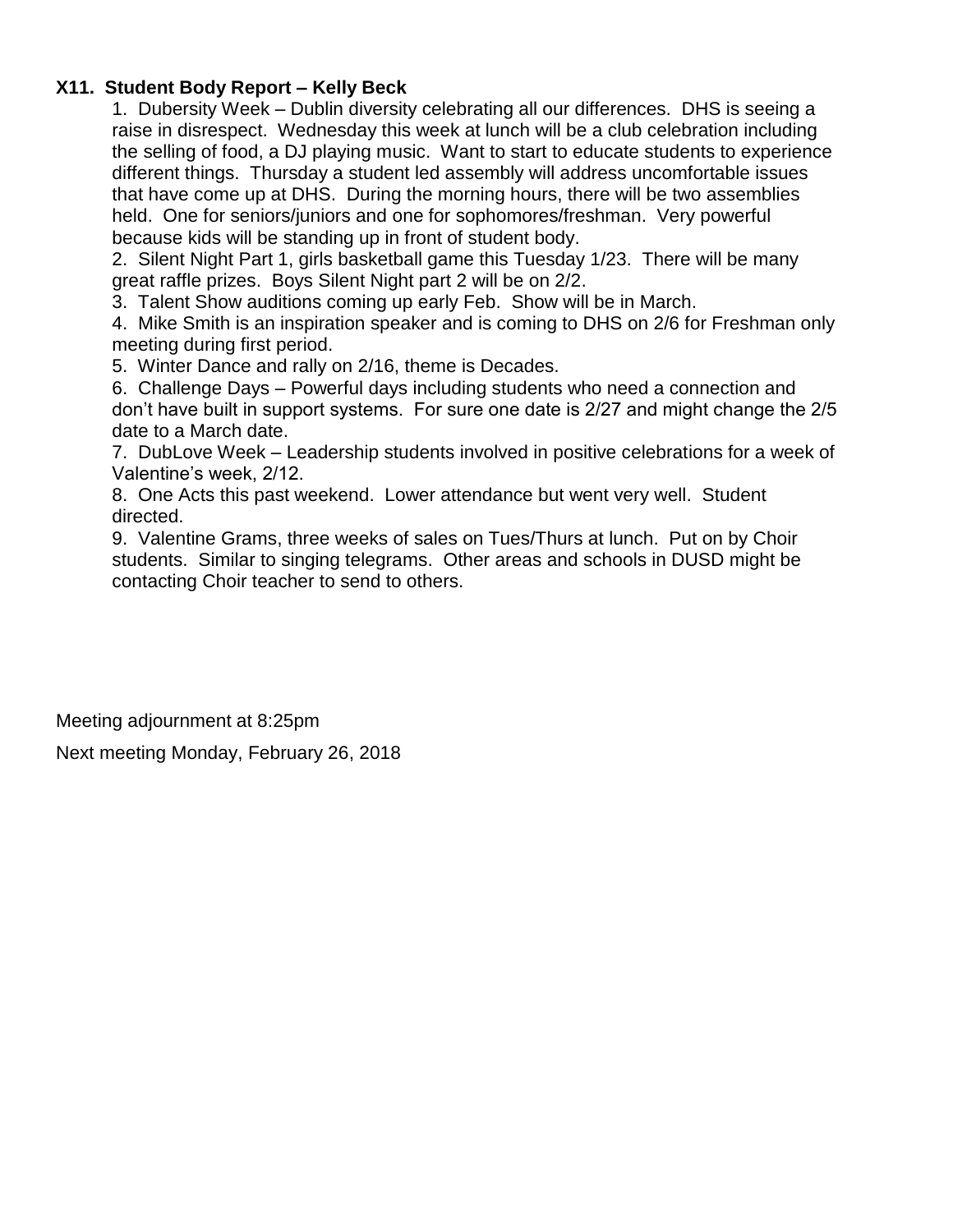**X11. Student Body Report – Kelly Beck**

1. Dubersity Week – Dublin diversity celebrating all our differences. DHS is seeing a raise in disrespect. Wednesday this week at lunch will be a club celebration including the selling of food, a DJ playing music. Want to start to educate students to experience different things. Thursday a student led assembly will address uncomfortable issues that have come up at DHS. During the morning hours, there will be two assemblies held. One for seniors/juniors and one for sophomores/freshman. Very powerful because kids will be standing up in front of student body.
2. Silent Night Part 1, girls basketball game this Tuesday 1/23. There will be many great raffle prizes. Boys Silent Night part 2 will be on 2/2.
3. Talent Show auditions coming up early Feb. Show will be in March.
4. Mike Smith is an inspiration speaker and is coming to DHS on 2/6 for Freshman only meeting during first period.
5. Winter Dance and rally on 2/16, theme is Decades.
6. Challenge Days – Powerful days including students who need a connection and don't have built in support systems. For sure one date is 2/27 and might change the 2/5 date to a March date.
7. DubLove Week – Leadership students involved in positive celebrations for a week of Valentine's week, 2/12.
8. One Acts this past weekend. Lower attendance but went very well. Student directed.
9. Valentine Grams, three weeks of sales on Tues/Thurs at lunch. Put on by Choir students. Similar to singing telegrams. Other areas and schools in DUSD might be contacting Choir teacher to send to others.

Meeting adjournment at 8:25pm

Next meeting Monday, February 26, 2018